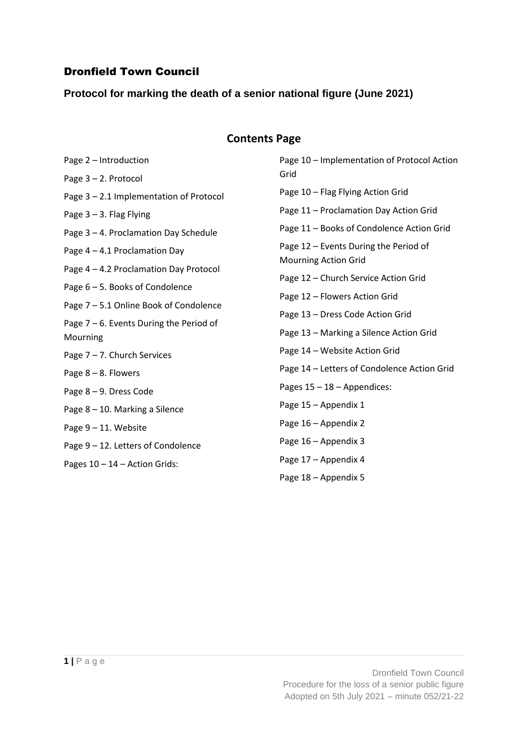# Dronfield Town Council

## Protocol for marking the death of a senior national figure (June 2021)

## Contents Page

Page 2 – Introduction

Page 3 – 2. Protocol

Page 3 – 2.1 Implementation of Protocol

Page 3 – 3. Flag Flying

Page 3 – 4. Proclamation Day Schedule

Page 4 – 4.1 Proclamation Day

Page 4 – 4.2 Proclamation Day Protocol

Page 6 – 5. Books of Condolence

Page 7 – 5.1 Online Book of Condolence

Page 7 – 6. Events During the Period of Mourning

Page 7 – 7. Church Services

Page 8 – 8. Flowers

Page 8 – 9. Dress Code

Page 8 – 10. Marking a Silence

Page 9 – 11. Website

Page 9 – 12. Letters of Condolence

Pages 10 – 14 – Action Grids:

Page 10 – Implementation of Protocol Action Grid

Page 10 – Flag Flying Action Grid

Page 11 – Proclamation Day Action Grid

Page 11 – Books of Condolence Action Grid

Page 12 – Events During the Period of Mourning Action Grid

Page 12 – Church Service Action Grid

Page 12 – Flowers Action Grid

Page 13 – Dress Code Action Grid

Page 13 – Marking a Silence Action Grid

Page 14 – Website Action Grid

Page 14 – Letters of Condolence Action Grid

Pages 15 – 18 – Appendices:

Page 15 – Appendix 1

Page 16 – Appendix 2

Page 16 – Appendix 3

Page 17 – Appendix 4

Page 18 – Appendix 5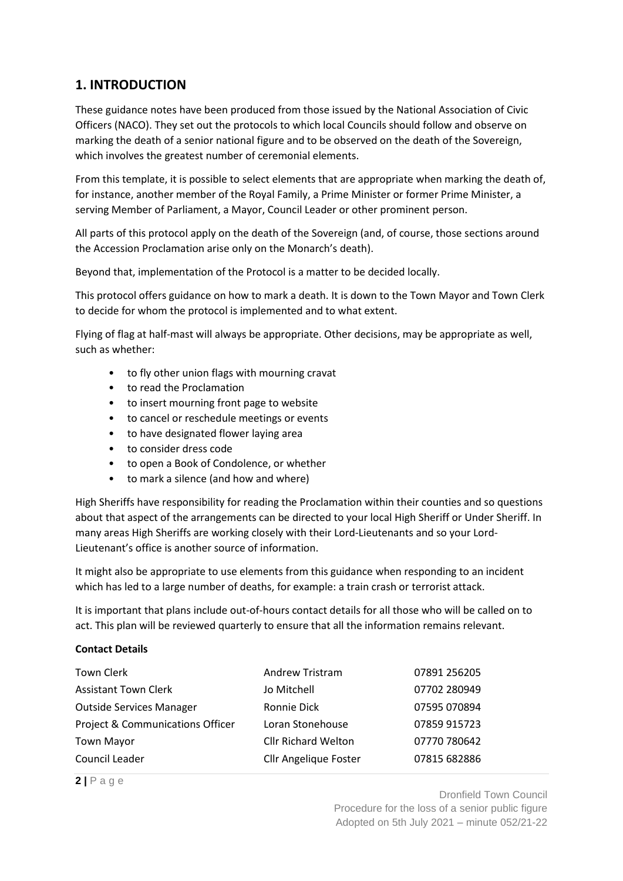## 1. INTRODUCTION

These guidance notes have been produced from those issued by the National Association of Civic Officers (NACO). They set out the protocols to which local Councils should follow and observe on marking the death of a senior national figure and to be observed on the death of the Sovereign, which involves the greatest number of ceremonial elements.

From this template, it is possible to select elements that are appropriate when marking the death of, for instance, another member of the Royal Family, a Prime Minister or former Prime Minister, a serving Member of Parliament, a Mayor, Council Leader or other prominent person.

All parts of this protocol apply on the death of the Sovereign (and, of course, those sections around the Accession Proclamation arise only on the Monarch's death).

Beyond that, implementation of the Protocol is a matter to be decided locally.

This protocol offers guidance on how to mark a death. It is down to the Town Mayor and Town Clerk to decide for whom the protocol is implemented and to what extent.

Flying of flag at half-mast will always be appropriate. Other decisions, may be appropriate as well, such as whether:

- to fly other union flags with mourning cravat
- to read the Proclamation
- to insert mourning front page to website
- to cancel or reschedule meetings or events
- to have designated flower laying area
- to consider dress code
- to open a Book of Condolence, or whether
- to mark a silence (and how and where)

High Sheriffs have responsibility for reading the Proclamation within their counties and so questions about that aspect of the arrangements can be directed to your local High Sheriff or Under Sheriff. In many areas High Sheriffs are working closely with their Lord-Lieutenants and so your Lord-Lieutenant's office is another source of information.

It might also be appropriate to use elements from this guidance when responding to an incident which has led to a large number of deaths, for example: a train crash or terrorist attack.

It is important that plans include out-of-hours contact details for all those who will be called on to act. This plan will be reviewed quarterly to ensure that all the information remains relevant.

**Contact Details**

| | | |
|---|---|---|
| Town Clerk | Andrew Tristram | 07891 256205 |
| Assistant Town Clerk | Jo Mitchell | 07702 280949 |
| Outside Services Manager | Ronnie Dick | 07595 070894 |
| Project & Communications Officer | Loran Stonehouse | 07859 915723 |
| Town Mayor | Cllr Richard Welton | 07770 780642 |
| Council Leader | Cllr Angelique Foster | 07815 682886 |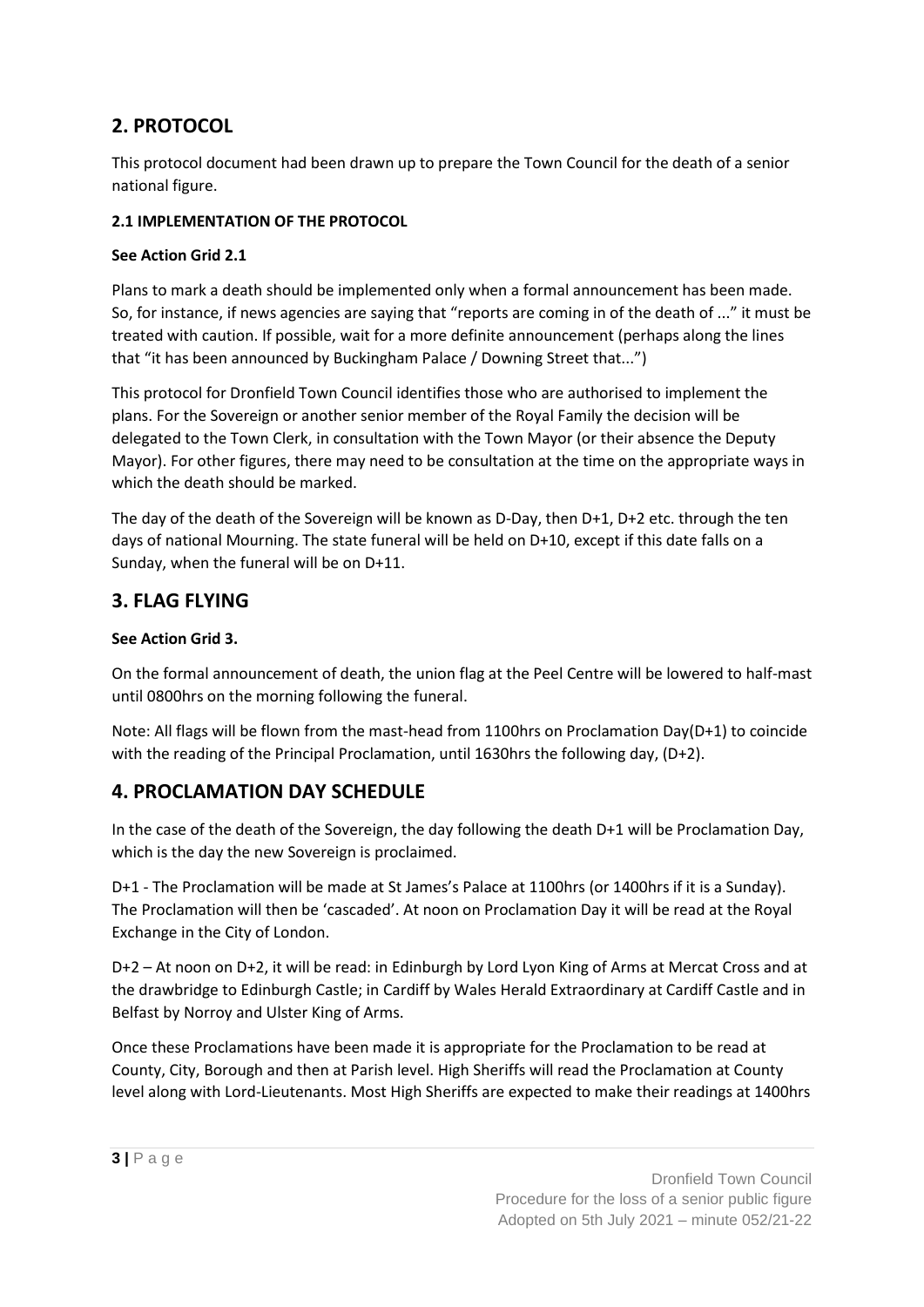## 2. PROTOCOL

This protocol document had been drawn up to prepare the Town Council for the death of a senior national figure.

### 2.1 IMPLEMENTATION OF THE PROTOCOL

**See Action Grid 2.1**

Plans to mark a death should be implemented only when a formal announcement has been made. So, for instance, if news agencies are saying that "reports are coming in of the death of ..." it must be treated with caution. If possible, wait for a more definite announcement (perhaps along the lines that "it has been announced by Buckingham Palace / Downing Street that...")

This protocol for Dronfield Town Council identifies those who are authorised to implement the plans. For the Sovereign or another senior member of the Royal Family the decision will be delegated to the Town Clerk, in consultation with the Town Mayor (or their absence the Deputy Mayor). For other figures, there may need to be consultation at the time on the appropriate ways in which the death should be marked.

The day of the death of the Sovereign will be known as D-Day, then D+1, D+2 etc. through the ten days of national Mourning. The state funeral will be held on D+10, except if this date falls on a Sunday, when the funeral will be on D+11.

## 3. FLAG FLYING

**See Action Grid 3.**

On the formal announcement of death, the union flag at the Peel Centre will be lowered to half-mast until 0800hrs on the morning following the funeral.

Note: All flags will be flown from the mast-head from 1100hrs on Proclamation Day(D+1) to coincide with the reading of the Principal Proclamation, until 1630hrs the following day, (D+2).

## 4. PROCLAMATION DAY SCHEDULE

In the case of the death of the Sovereign, the day following the death D+1 will be Proclamation Day, which is the day the new Sovereign is proclaimed.

D+1 - The Proclamation will be made at St James's Palace at 1100hrs (or 1400hrs if it is a Sunday). The Proclamation will then be 'cascaded'. At noon on Proclamation Day it will be read at the Royal Exchange in the City of London.

D+2 – At noon on D+2, it will be read: in Edinburgh by Lord Lyon King of Arms at Mercat Cross and at the drawbridge to Edinburgh Castle; in Cardiff by Wales Herald Extraordinary at Cardiff Castle and in Belfast by Norroy and Ulster King of Arms.

Once these Proclamations have been made it is appropriate for the Proclamation to be read at County, City, Borough and then at Parish level. High Sheriffs will read the Proclamation at County level along with Lord-Lieutenants. Most High Sheriffs are expected to make their readings at 1400hrs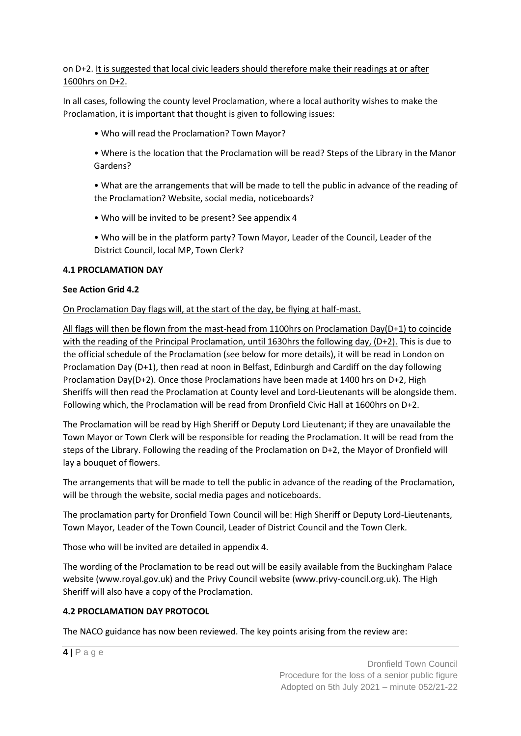on D+2. <u>It is suggested that local civic leaders should therefore make their readings at or after 1600hrs on D+2.</u>

In all cases, following the county level Proclamation, where a local authority wishes to make the Proclamation, it is important that thought is given to following issues:

- Who will read the Proclamation? Town Mayor?
- Where is the location that the Proclamation will be read? Steps of the Library in the Manor Gardens?
- What are the arrangements that will be made to tell the public in advance of the reading of the Proclamation? Website, social media, noticeboards?
- Who will be invited to be present? See appendix 4
- Who will be in the platform party? Town Mayor, Leader of the Council, Leader of the District Council, local MP, Town Clerk?

**4.1 PROCLAMATION DAY**

**See Action Grid 4.2**

<u>On Proclamation Day flags will, at the start of the day, be flying at half-mast.</u>

<u>All flags will then be flown from the mast-head from 1100hrs on Proclamation Day(D+1) to coincide with the reading of the Principal Proclamation, until 1630hrs the following day, (D+2).</u> This is due to the official schedule of the Proclamation (see below for more details), it will be read in London on Proclamation Day (D+1), then read at noon in Belfast, Edinburgh and Cardiff on the day following Proclamation Day(D+2). Once those Proclamations have been made at 1400 hrs on D+2, High Sheriffs will then read the Proclamation at County level and Lord-Lieutenants will be alongside them. Following which, the Proclamation will be read from Dronfield Civic Hall at 1600hrs on D+2.

The Proclamation will be read by High Sheriff or Deputy Lord Lieutenant; if they are unavailable the Town Mayor or Town Clerk will be responsible for reading the Proclamation. It will be read from the steps of the Library. Following the reading of the Proclamation on D+2, the Mayor of Dronfield will lay a bouquet of flowers.

The arrangements that will be made to tell the public in advance of the reading of the Proclamation, will be through the website, social media pages and noticeboards.

The proclamation party for Dronfield Town Council will be: High Sheriff or Deputy Lord-Lieutenants, Town Mayor, Leader of the Town Council, Leader of District Council and the Town Clerk.

Those who will be invited are detailed in appendix 4.

The wording of the Proclamation to be read out will be easily available from the Buckingham Palace website (www.royal.gov.uk) and the Privy Council website (www.privy-council.org.uk). The High Sheriff will also have a copy of the Proclamation.

**4.2 PROCLAMATION DAY PROTOCOL**

The NACO guidance has now been reviewed. The key points arising from the review are: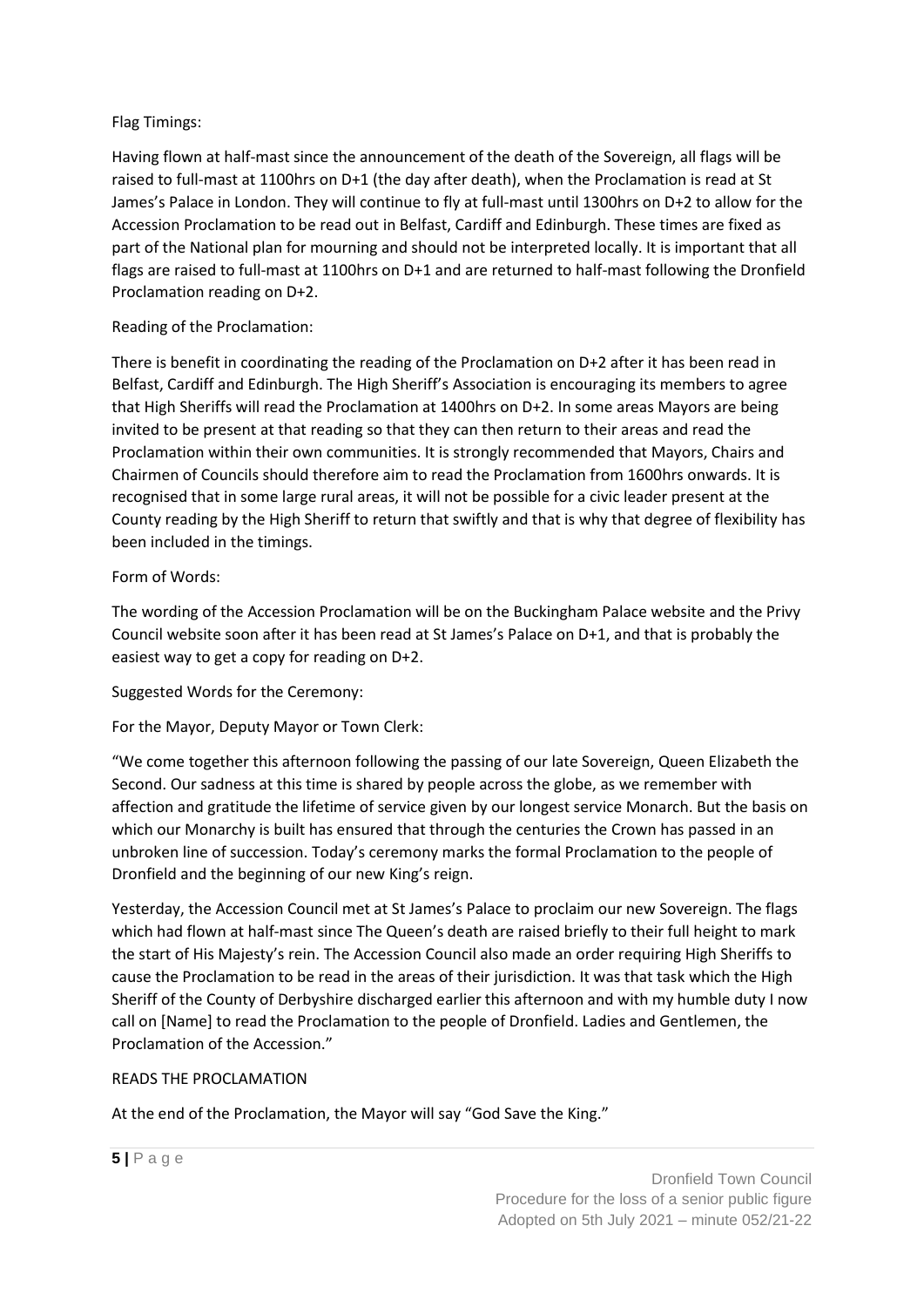Flag Timings:

Having flown at half-mast since the announcement of the death of the Sovereign, all flags will be raised to full-mast at 1100hrs on D+1 (the day after death), when the Proclamation is read at St James's Palace in London. They will continue to fly at full-mast until 1300hrs on D+2 to allow for the Accession Proclamation to be read out in Belfast, Cardiff and Edinburgh. These times are fixed as part of the National plan for mourning and should not be interpreted locally. It is important that all flags are raised to full-mast at 1100hrs on D+1 and are returned to half-mast following the Dronfield Proclamation reading on D+2.

Reading of the Proclamation:

There is benefit in coordinating the reading of the Proclamation on D+2 after it has been read in Belfast, Cardiff and Edinburgh. The High Sheriff's Association is encouraging its members to agree that High Sheriffs will read the Proclamation at 1400hrs on D+2. In some areas Mayors are being invited to be present at that reading so that they can then return to their areas and read the Proclamation within their own communities. It is strongly recommended that Mayors, Chairs and Chairmen of Councils should therefore aim to read the Proclamation from 1600hrs onwards. It is recognised that in some large rural areas, it will not be possible for a civic leader present at the County reading by the High Sheriff to return that swiftly and that is why that degree of flexibility has been included in the timings.

Form of Words:

The wording of the Accession Proclamation will be on the Buckingham Palace website and the Privy Council website soon after it has been read at St James's Palace on D+1, and that is probably the easiest way to get a copy for reading on D+2.

Suggested Words for the Ceremony:

For the Mayor, Deputy Mayor or Town Clerk:

"We come together this afternoon following the passing of our late Sovereign, Queen Elizabeth the Second. Our sadness at this time is shared by people across the globe, as we remember with affection and gratitude the lifetime of service given by our longest service Monarch. But the basis on which our Monarchy is built has ensured that through the centuries the Crown has passed in an unbroken line of succession. Today's ceremony marks the formal Proclamation to the people of Dronfield and the beginning of our new King's reign.

Yesterday, the Accession Council met at St James's Palace to proclaim our new Sovereign. The flags which had flown at half-mast since The Queen's death are raised briefly to their full height to mark the start of His Majesty's rein. The Accession Council also made an order requiring High Sheriffs to cause the Proclamation to be read in the areas of their jurisdiction. It was that task which the High Sheriff of the County of Derbyshire discharged earlier this afternoon and with my humble duty I now call on [Name] to read the Proclamation to the people of Dronfield. Ladies and Gentlemen, the Proclamation of the Accession."

READS THE PROCLAMATION

At the end of the Proclamation, the Mayor will say "God Save the King."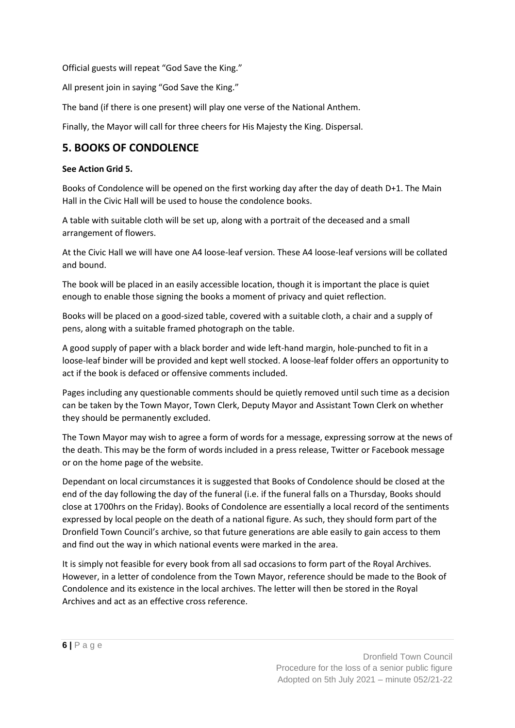Official guests will repeat "God Save the King."

All present join in saying "God Save the King."

The band (if there is one present) will play one verse of the National Anthem.

Finally, the Mayor will call for three cheers for His Majesty the King. Dispersal.

## 5. BOOKS OF CONDOLENCE

**See Action Grid 5.**

Books of Condolence will be opened on the first working day after the day of death D+1. The Main Hall in the Civic Hall will be used to house the condolence books.

A table with suitable cloth will be set up, along with a portrait of the deceased and a small arrangement of flowers.

At the Civic Hall we will have one A4 loose-leaf version. These A4 loose-leaf versions will be collated and bound.

The book will be placed in an easily accessible location, though it is important the place is quiet enough to enable those signing the books a moment of privacy and quiet reflection.

Books will be placed on a good-sized table, covered with a suitable cloth, a chair and a supply of pens, along with a suitable framed photograph on the table.

A good supply of paper with a black border and wide left-hand margin, hole-punched to fit in a loose-leaf binder will be provided and kept well stocked. A loose-leaf folder offers an opportunity to act if the book is defaced or offensive comments included.

Pages including any questionable comments should be quietly removed until such time as a decision can be taken by the Town Mayor, Town Clerk, Deputy Mayor and Assistant Town Clerk on whether they should be permanently excluded.

The Town Mayor may wish to agree a form of words for a message, expressing sorrow at the news of the death. This may be the form of words included in a press release, Twitter or Facebook message or on the home page of the website.

Dependant on local circumstances it is suggested that Books of Condolence should be closed at the end of the day following the day of the funeral (i.e. if the funeral falls on a Thursday, Books should close at 1700hrs on the Friday). Books of Condolence are essentially a local record of the sentiments expressed by local people on the death of a national figure. As such, they should form part of the Dronfield Town Council's archive, so that future generations are able easily to gain access to them and find out the way in which national events were marked in the area.

It is simply not feasible for every book from all sad occasions to form part of the Royal Archives. However, in a letter of condolence from the Town Mayor, reference should be made to the Book of Condolence and its existence in the local archives. The letter will then be stored in the Royal Archives and act as an effective cross reference.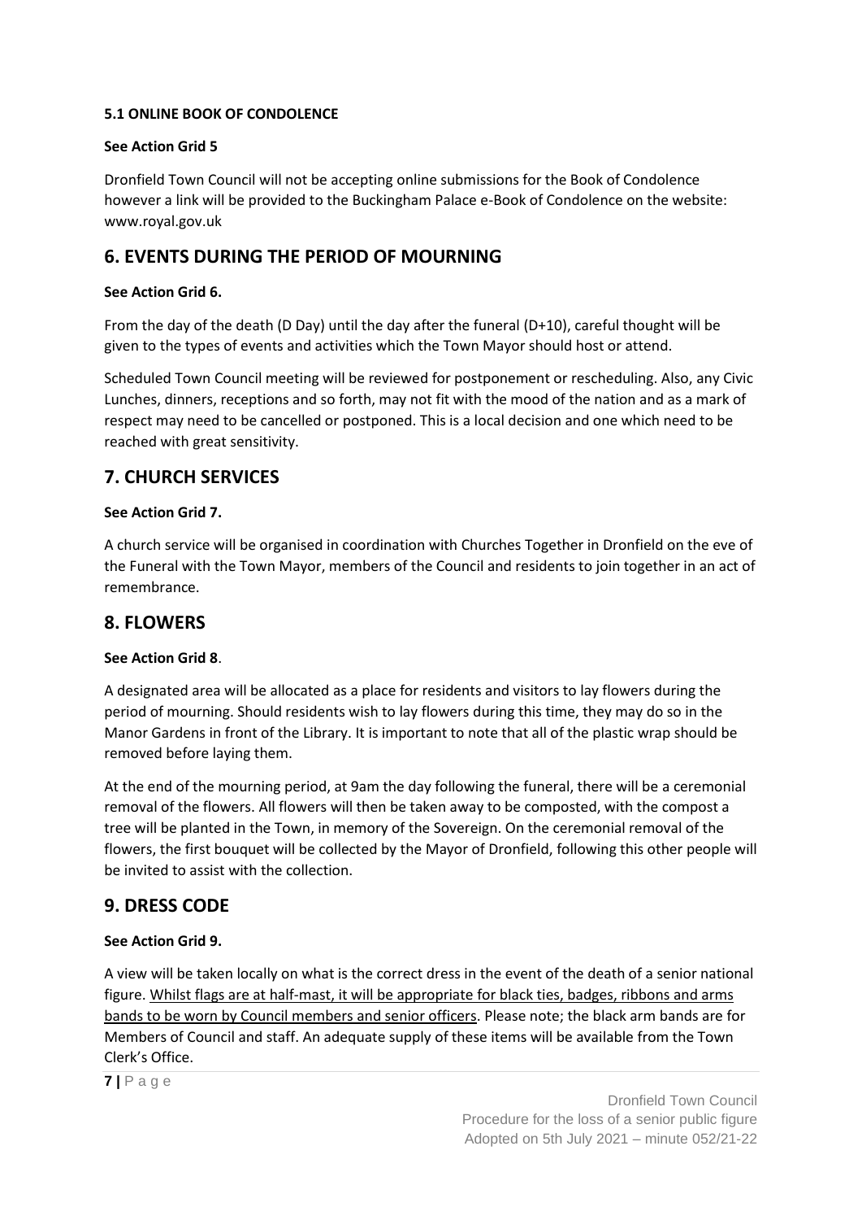**5.1 ONLINE BOOK OF CONDOLENCE**

**See Action Grid 5**

Dronfield Town Council will not be accepting online submissions for the Book of Condolence however a link will be provided to the Buckingham Palace e-Book of Condolence on the website: www.royal.gov.uk

## 6. EVENTS DURING THE PERIOD OF MOURNING

**See Action Grid 6.**

From the day of the death (D Day) until the day after the funeral (D+10), careful thought will be given to the types of events and activities which the Town Mayor should host or attend.

Scheduled Town Council meeting will be reviewed for postponement or rescheduling. Also, any Civic Lunches, dinners, receptions and so forth, may not fit with the mood of the nation and as a mark of respect may need to be cancelled or postponed. This is a local decision and one which need to be reached with great sensitivity.

## 7. CHURCH SERVICES

**See Action Grid 7.**

A church service will be organised in coordination with Churches Together in Dronfield on the eve of the Funeral with the Town Mayor, members of the Council and residents to join together in an act of remembrance.

## 8. FLOWERS

**See Action Grid 8**.

A designated area will be allocated as a place for residents and visitors to lay flowers during the period of mourning. Should residents wish to lay flowers during this time, they may do so in the Manor Gardens in front of the Library. It is important to note that all of the plastic wrap should be removed before laying them.

At the end of the mourning period, at 9am the day following the funeral, there will be a ceremonial removal of the flowers. All flowers will then be taken away to be composted, with the compost a tree will be planted in the Town, in memory of the Sovereign. On the ceremonial removal of the flowers, the first bouquet will be collected by the Mayor of Dronfield, following this other people will be invited to assist with the collection.

## 9. DRESS CODE

**See Action Grid 9.**

A view will be taken locally on what is the correct dress in the event of the death of a senior national figure. Whilst flags are at half-mast, it will be appropriate for black ties, badges, ribbons and arms bands to be worn by Council members and senior officers. Please note; the black arm bands are for Members of Council and staff. An adequate supply of these items will be available from the Town Clerk's Office.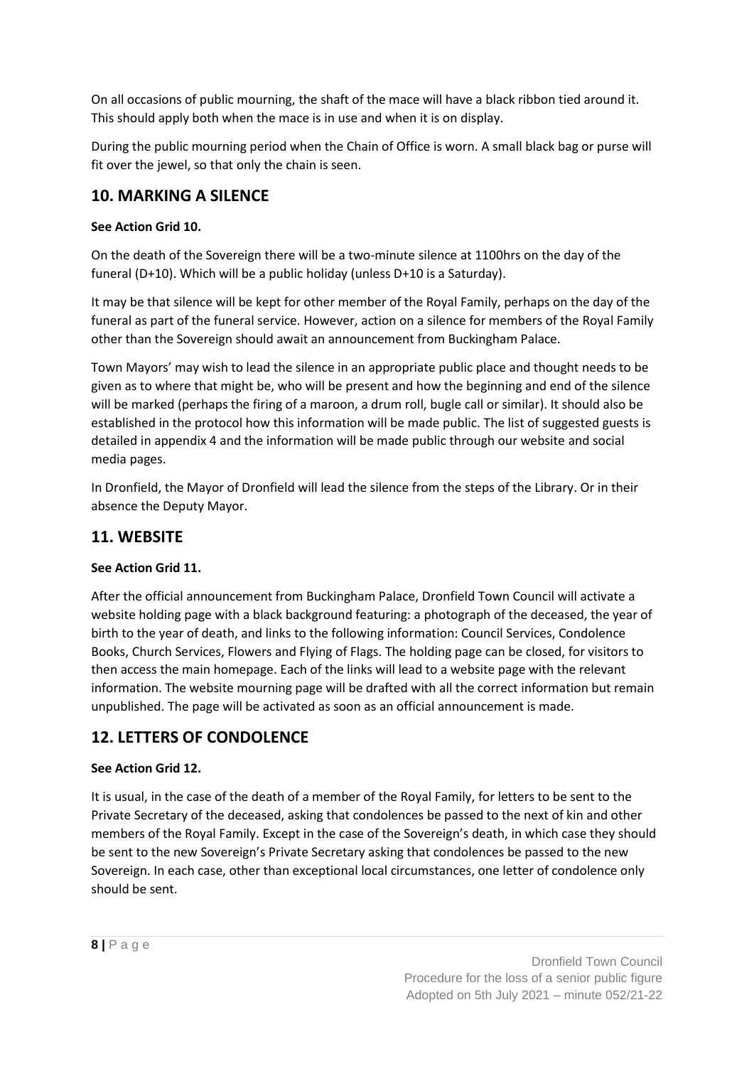On all occasions of public mourning, the shaft of the mace will have a black ribbon tied around it. This should apply both when the mace is in use and when it is on display.

During the public mourning period when the Chain of Office is worn. A small black bag or purse will fit over the jewel, so that only the chain is seen.

## 10. MARKING A SILENCE

**See Action Grid 10.**

On the death of the Sovereign there will be a two-minute silence at 1100hrs on the day of the funeral (D+10). Which will be a public holiday (unless D+10 is a Saturday).

It may be that silence will be kept for other member of the Royal Family, perhaps on the day of the funeral as part of the funeral service. However, action on a silence for members of the Royal Family other than the Sovereign should await an announcement from Buckingham Palace.

Town Mayors' may wish to lead the silence in an appropriate public place and thought needs to be given as to where that might be, who will be present and how the beginning and end of the silence will be marked (perhaps the firing of a maroon, a drum roll, bugle call or similar). It should also be established in the protocol how this information will be made public. The list of suggested guests is detailed in appendix 4 and the information will be made public through our website and social media pages.

In Dronfield, the Mayor of Dronfield will lead the silence from the steps of the Library. Or in their absence the Deputy Mayor.

## 11. WEBSITE

**See Action Grid 11.**

After the official announcement from Buckingham Palace, Dronfield Town Council will activate a website holding page with a black background featuring: a photograph of the deceased, the year of birth to the year of death, and links to the following information: Council Services, Condolence Books, Church Services, Flowers and Flying of Flags. The holding page can be closed, for visitors to then access the main homepage. Each of the links will lead to a website page with the relevant information. The website mourning page will be drafted with all the correct information but remain unpublished. The page will be activated as soon as an official announcement is made.

## 12. LETTERS OF CONDOLENCE

**See Action Grid 12.**

It is usual, in the case of the death of a member of the Royal Family, for letters to be sent to the Private Secretary of the deceased, asking that condolences be passed to the next of kin and other members of the Royal Family. Except in the case of the Sovereign's death, in which case they should be sent to the new Sovereign's Private Secretary asking that condolences be passed to the new Sovereign. In each case, other than exceptional local circumstances, one letter of condolence only should be sent.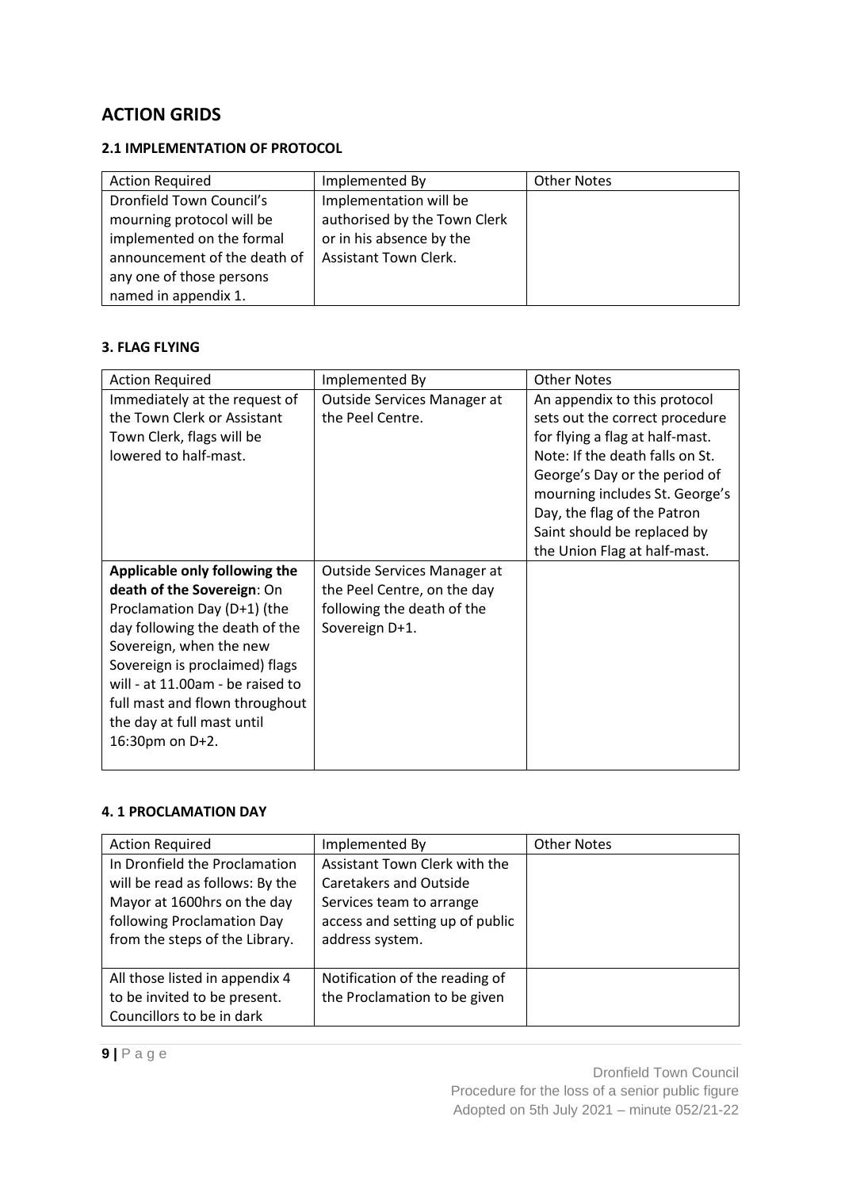## ACTION GRIDS

### 2.1 IMPLEMENTATION OF PROTOCOL

| Action Required | Implemented By | Other Notes |
|---|---|---|
| Dronfield Town Council's mourning protocol will be implemented on the formal announcement of the death of any one of those persons named in appendix 1. | Implementation will be authorised by the Town Clerk or in his absence by the Assistant Town Clerk. | |

### 3. FLAG FLYING

| Action Required | Implemented By | Other Notes |
|---|---|---|
| Immediately at the request of the Town Clerk or Assistant Town Clerk, flags will be lowered to half-mast. | Outside Services Manager at the Peel Centre. | An appendix to this protocol sets out the correct procedure for flying a flag at half-mast. Note: If the death falls on St. George's Day or the period of mourning includes St. George's Day, the flag of the Patron Saint should be replaced by the Union Flag at half-mast. |
| **Applicable only following the death of the Sovereign**: On Proclamation Day (D+1) (the day following the death of the Sovereign, when the new Sovereign is proclaimed) flags will - at 11.00am - be raised to full mast and flown throughout the day at full mast until 16:30pm on D+2. | Outside Services Manager at the Peel Centre, on the day following the death of the Sovereign D+1. | |

### 4. 1 PROCLAMATION DAY

| Action Required | Implemented By | Other Notes |
|---|---|---|
| In Dronfield the Proclamation will be read as follows: By the Mayor at 1600hrs on the day following Proclamation Day from the steps of the Library. | Assistant Town Clerk with the Caretakers and Outside Services team to arrange access and setting up of public address system. | |
| All those listed in appendix 4 to be invited to be present. Councillors to be in dark | Notification of the reading of the Proclamation to be given | |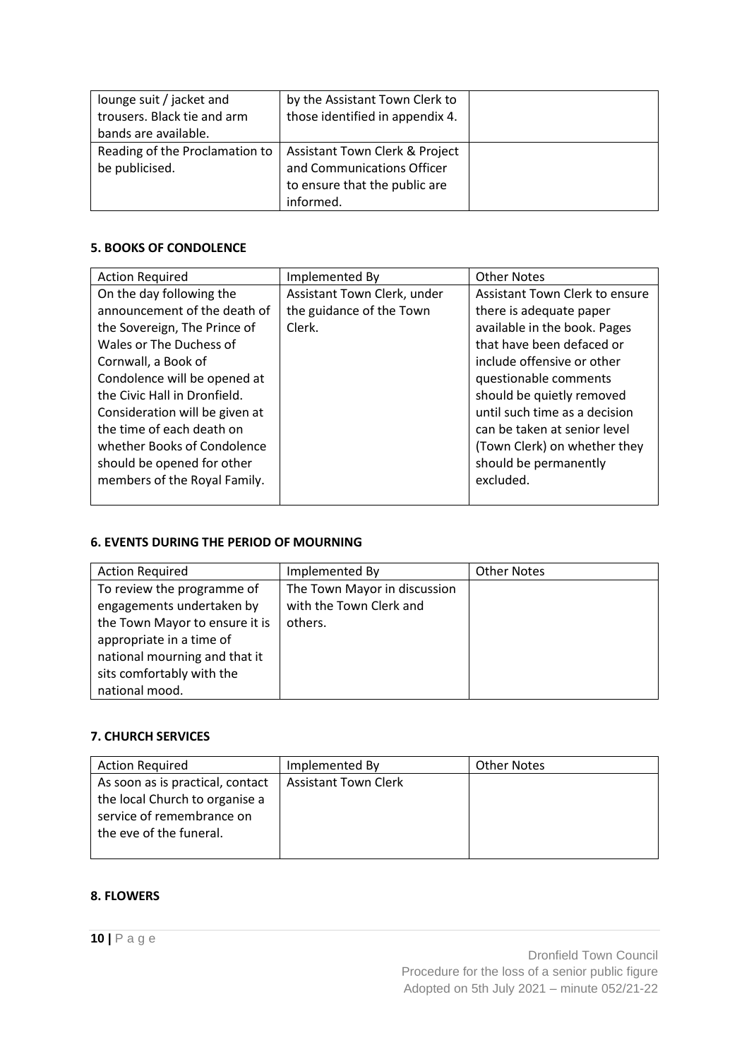| | | |
|---|---|---|
| lounge suit / jacket and trousers. Black tie and arm bands are available. | by the Assistant Town Clerk to those identified in appendix 4. | |
| Reading of the Proclamation to be publicised. | Assistant Town Clerk & Project and Communications Officer to ensure that the public are informed. | |

**5. BOOKS OF CONDOLENCE**

| Action Required | Implemented By | Other Notes |
|---|---|---|
| On the day following the announcement of the death of the Sovereign, The Prince of Wales or The Duchess of Cornwall, a Book of Condolence will be opened at the Civic Hall in Dronfield. Consideration will be given at the time of each death on whether Books of Condolence should be opened for other members of the Royal Family. | Assistant Town Clerk, under the guidance of the Town Clerk. | Assistant Town Clerk to ensure there is adequate paper available in the book. Pages that have been defaced or include offensive or other questionable comments should be quietly removed until such time as a decision can be taken at senior level (Town Clerk) on whether they should be permanently excluded. |

**6. EVENTS DURING THE PERIOD OF MOURNING**

| Action Required | Implemented By | Other Notes |
|---|---|---|
| To review the programme of engagements undertaken by the Town Mayor to ensure it is appropriate in a time of national mourning and that it sits comfortably with the national mood. | The Town Mayor in discussion with the Town Clerk and others. | |

**7. CHURCH SERVICES**

| Action Required | Implemented By | Other Notes |
|---|---|---|
| As soon as is practical, contact the local Church to organise a service of remembrance on the eve of the funeral. | Assistant Town Clerk | |

**8. FLOWERS**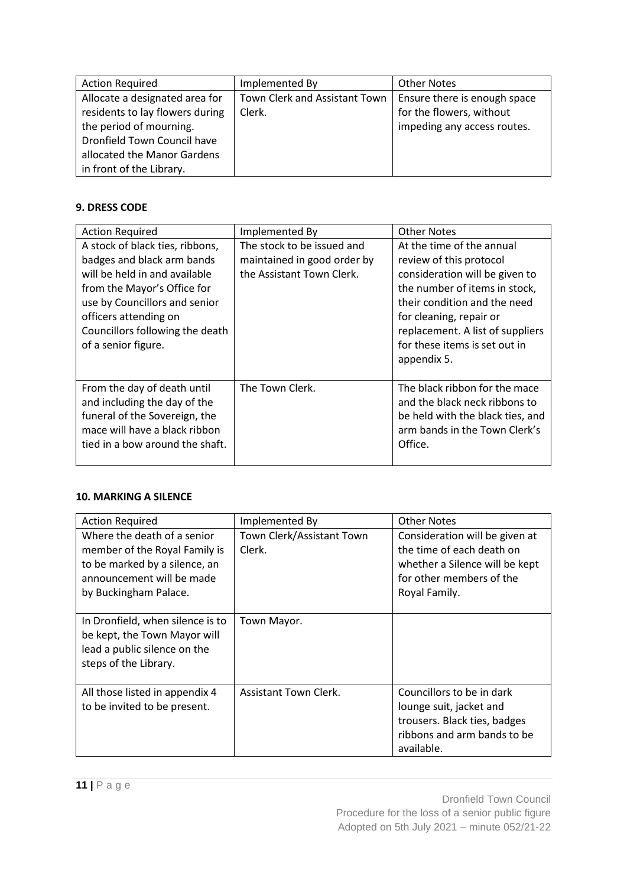| Action Required | Implemented By | Other Notes |
| --- | --- | --- |
| Allocate a designated area for residents to lay flowers during the period of mourning. Dronfield Town Council have allocated the Manor Gardens in front of the Library. | Town Clerk and Assistant Town Clerk. | Ensure there is enough space for the flowers, without impeding any access routes. |

**9. DRESS CODE**

| Action Required | Implemented By | Other Notes |
| --- | --- | --- |
| A stock of black ties, ribbons, badges and black arm bands will be held in and available from the Mayor's Office for use by Councillors and senior officers attending on Councillors following the death of a senior figure. | The stock to be issued and maintained in good order by the Assistant Town Clerk. | At the time of the annual review of this protocol consideration will be given to the number of items in stock, their condition and the need for cleaning, repair or replacement. A list of suppliers for these items is set out in appendix 5. |
| From the day of death until and including the day of the funeral of the Sovereign, the mace will have a black ribbon tied in a bow around the shaft. | The Town Clerk. | The black ribbon for the mace and the black neck ribbons to be held with the black ties, and arm bands in the Town Clerk's Office. |

**10. MARKING A SILENCE**

| Action Required | Implemented By | Other Notes |
| --- | --- | --- |
| Where the death of a senior member of the Royal Family is to be marked by a silence, an announcement will be made by Buckingham Palace. | Town Clerk/Assistant Town Clerk. | Consideration will be given at the time of each death on whether a Silence will be kept for other members of the Royal Family. |
| In Dronfield, when silence is to be kept, the Town Mayor will lead a public silence on the steps of the Library. | Town Mayor. | |
| All those listed in appendix 4 to be invited to be present. | Assistant Town Clerk. | Councillors to be in dark lounge suit, jacket and trousers. Black ties, badges ribbons and arm bands to be available. |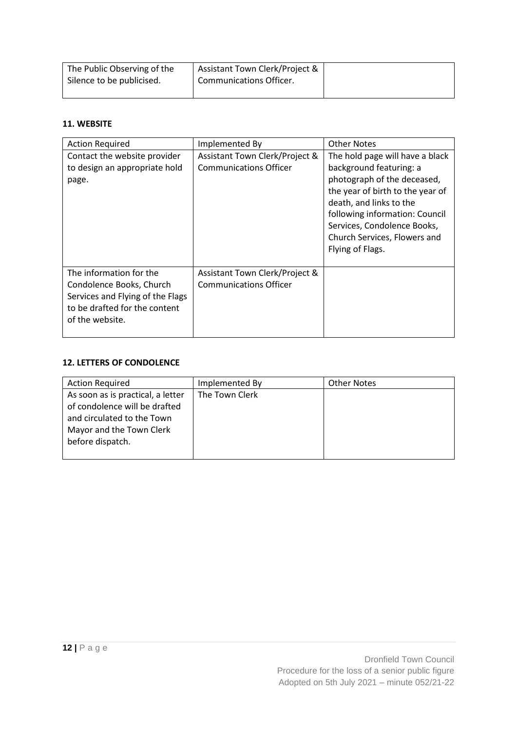| The Public Observing of the Silence to be publicised. | Assistant Town Clerk/Project & Communications Officer. | |
|---|---|---|

**11. WEBSITE**

| Action Required | Implemented By | Other Notes |
|---|---|---|
| Contact the website provider to design an appropriate hold page. | Assistant Town Clerk/Project & Communications Officer | The hold page will have a black background featuring: a photograph of the deceased, the year of birth to the year of death, and links to the following information: Council Services, Condolence Books, Church Services, Flowers and Flying of Flags. |
| The information for the Condolence Books, Church Services and Flying of the Flags to be drafted for the content of the website. | Assistant Town Clerk/Project & Communications Officer | |

**12. LETTERS OF CONDOLENCE**

| Action Required | Implemented By | Other Notes |
|---|---|---|
| As soon as is practical, a letter of condolence will be drafted and circulated to the Town Mayor and the Town Clerk before dispatch. | The Town Clerk | |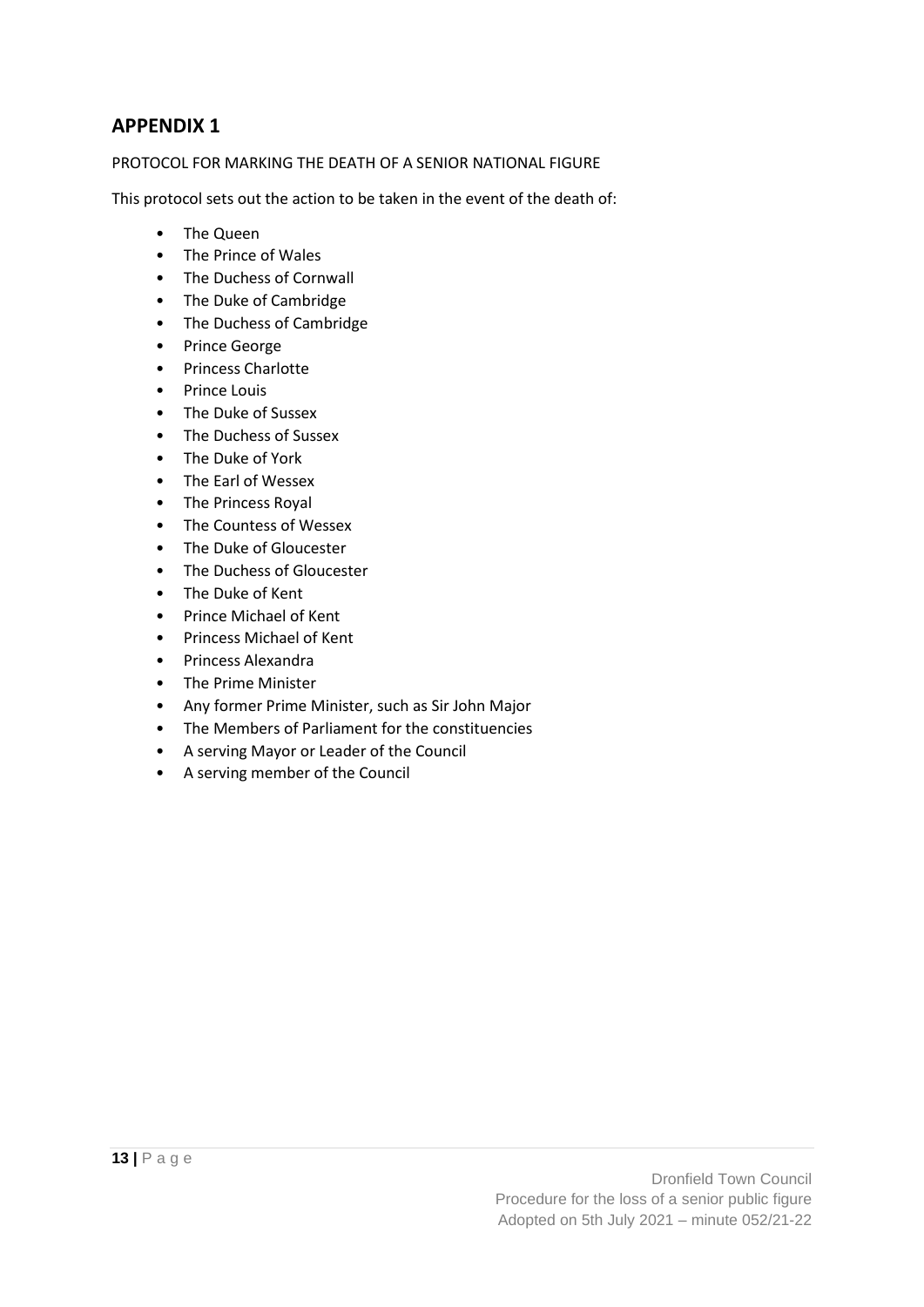## APPENDIX 1

PROTOCOL FOR MARKING THE DEATH OF A SENIOR NATIONAL FIGURE

This protocol sets out the action to be taken in the event of the death of:

- The Queen
- The Prince of Wales
- The Duchess of Cornwall
- The Duke of Cambridge
- The Duchess of Cambridge
- Prince George
- Princess Charlotte
- Prince Louis
- The Duke of Sussex
- The Duchess of Sussex
- The Duke of York
- The Earl of Wessex
- The Princess Royal
- The Countess of Wessex
- The Duke of Gloucester
- The Duchess of Gloucester
- The Duke of Kent
- Prince Michael of Kent
- Princess Michael of Kent
- Princess Alexandra
- The Prime Minister
- Any former Prime Minister, such as Sir John Major
- The Members of Parliament for the constituencies
- A serving Mayor or Leader of the Council
- A serving member of the Council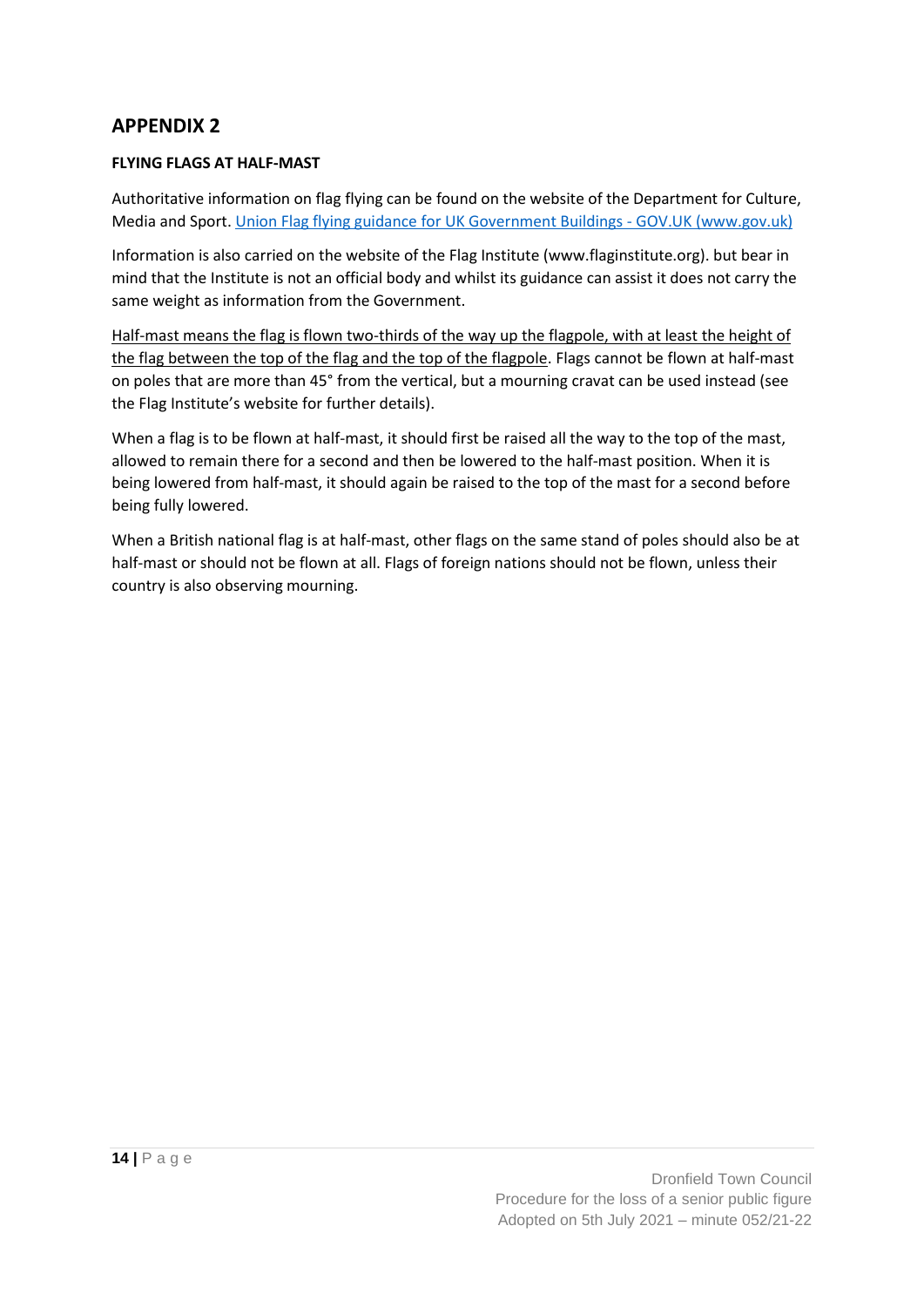## APPENDIX 2

**FLYING FLAGS AT HALF-MAST**

Authoritative information on flag flying can be found on the website of the Department for Culture, Media and Sport. [Union Flag flying guidance for UK Government Buildings - GOV.UK (www.gov.uk)](https://www.gov.uk)

Information is also carried on the website of the Flag Institute (www.flaginstitute.org). but bear in mind that the Institute is not an official body and whilst its guidance can assist it does not carry the same weight as information from the Government.

<u>Half-mast means the flag is flown two-thirds of the way up the flagpole, with at least the height of the flag between the top of the flag and the top of the flagpole</u>. Flags cannot be flown at half-mast on poles that are more than 45° from the vertical, but a mourning cravat can be used instead (see the Flag Institute's website for further details).

When a flag is to be flown at half-mast, it should first be raised all the way to the top of the mast, allowed to remain there for a second and then be lowered to the half-mast position. When it is being lowered from half-mast, it should again be raised to the top of the mast for a second before being fully lowered.

When a British national flag is at half-mast, other flags on the same stand of poles should also be at half-mast or should not be flown at all. Flags of foreign nations should not be flown, unless their country is also observing mourning.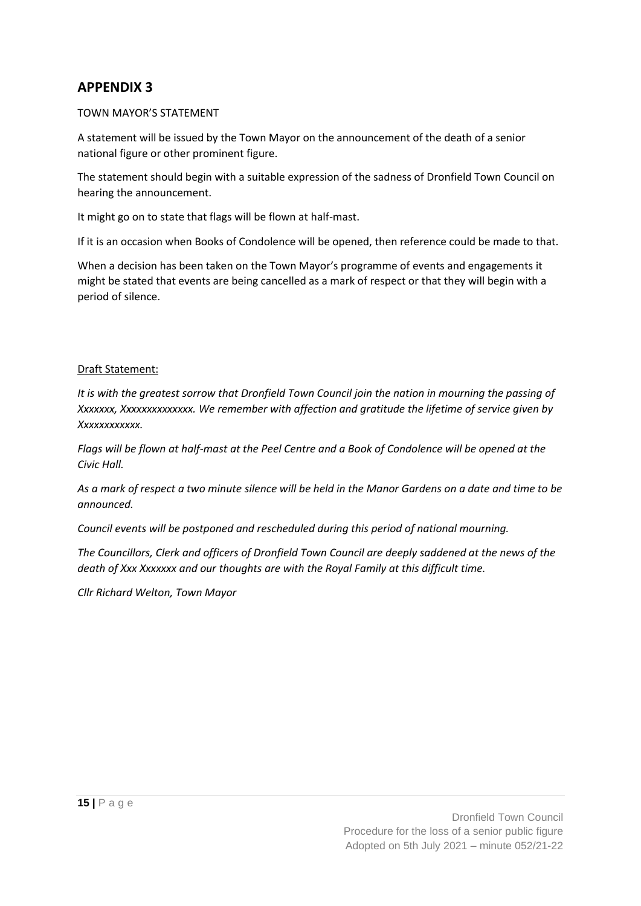## APPENDIX 3

TOWN MAYOR'S STATEMENT

A statement will be issued by the Town Mayor on the announcement of the death of a senior national figure or other prominent figure.

The statement should begin with a suitable expression of the sadness of Dronfield Town Council on hearing the announcement.

It might go on to state that flags will be flown at half-mast.

If it is an occasion when Books of Condolence will be opened, then reference could be made to that.

When a decision has been taken on the Town Mayor's programme of events and engagements it might be stated that events are being cancelled as a mark of respect or that they will begin with a period of silence.

Draft Statement:

*It is with the greatest sorrow that Dronfield Town Council join the nation in mourning the passing of Xxxxxxx, Xxxxxxxxxxxxxx. We remember with affection and gratitude the lifetime of service given by Xxxxxxxxxxxx.*

*Flags will be flown at half-mast at the Peel Centre and a Book of Condolence will be opened at the Civic Hall.*

*As a mark of respect a two minute silence will be held in the Manor Gardens on a date and time to be announced.*

*Council events will be postponed and rescheduled during this period of national mourning.*

*The Councillors, Clerk and officers of Dronfield Town Council are deeply saddened at the news of the death of Xxx Xxxxxxx and our thoughts are with the Royal Family at this difficult time.*

*Cllr Richard Welton, Town Mayor*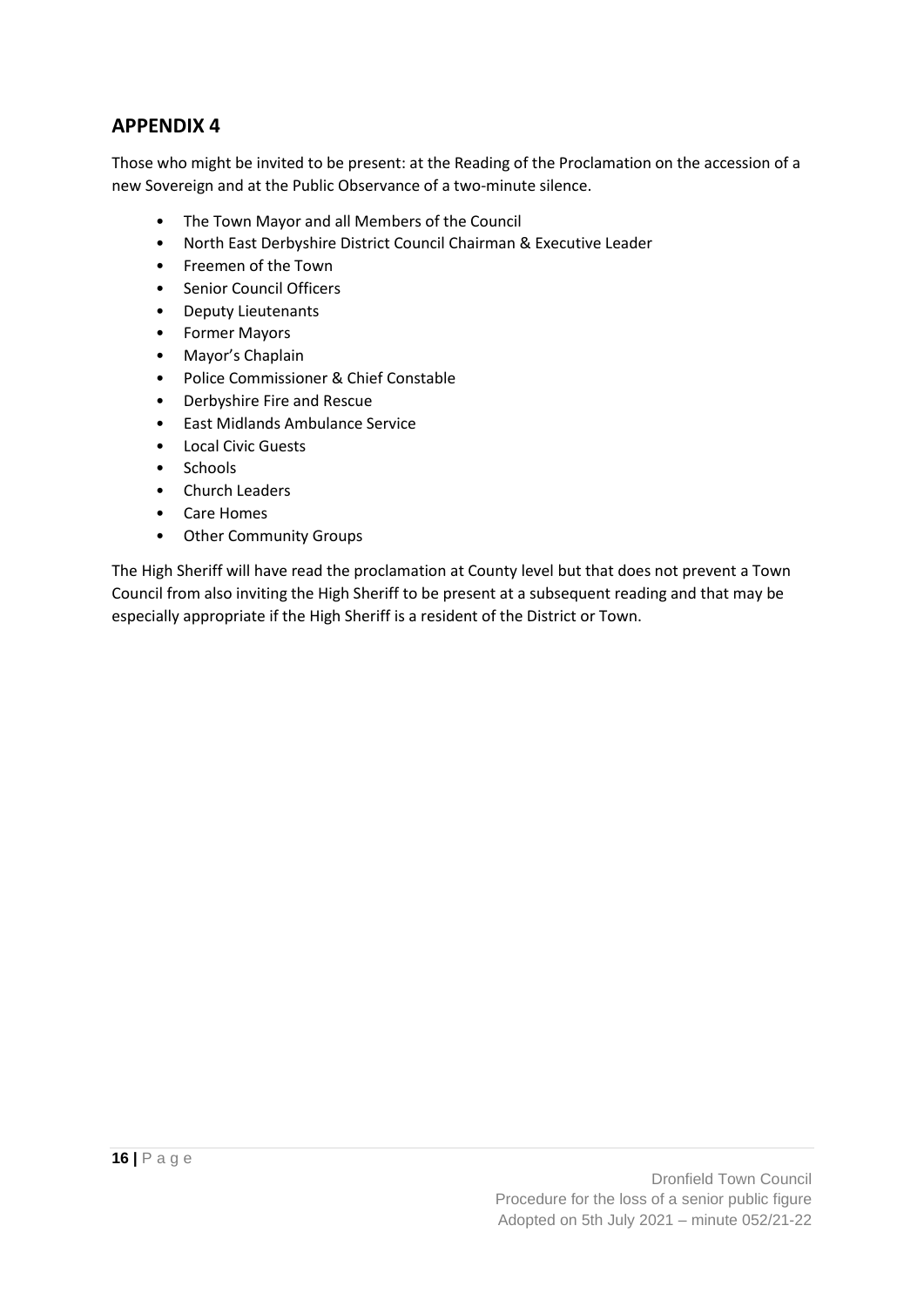## APPENDIX 4

Those who might be invited to be present: at the Reading of the Proclamation on the accession of a new Sovereign and at the Public Observance of a two-minute silence.

- The Town Mayor and all Members of the Council
- North East Derbyshire District Council Chairman & Executive Leader
- Freemen of the Town
- Senior Council Officers
- Deputy Lieutenants
- Former Mayors
- Mayor's Chaplain
- Police Commissioner & Chief Constable
- Derbyshire Fire and Rescue
- East Midlands Ambulance Service
- Local Civic Guests
- Schools
- Church Leaders
- Care Homes
- Other Community Groups

The High Sheriff will have read the proclamation at County level but that does not prevent a Town Council from also inviting the High Sheriff to be present at a subsequent reading and that may be especially appropriate if the High Sheriff is a resident of the District or Town.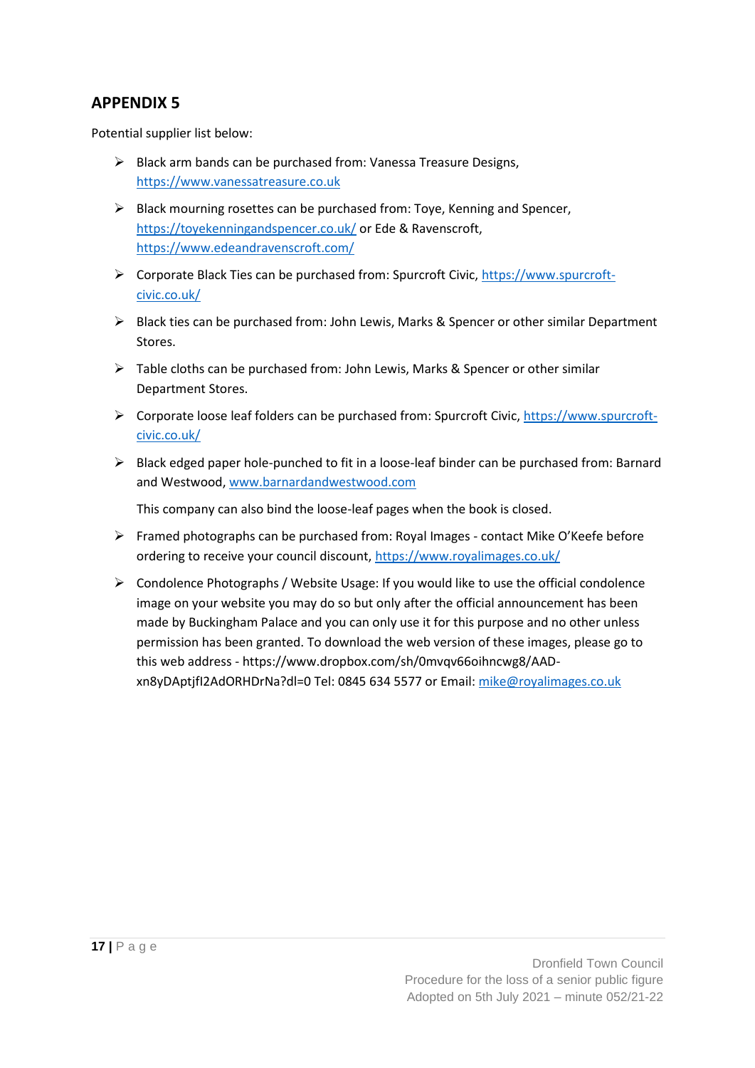## APPENDIX 5

Potential supplier list below:

- Black arm bands can be purchased from: Vanessa Treasure Designs, https://www.vanessatreasure.co.uk
- Black mourning rosettes can be purchased from: Toye, Kenning and Spencer, https://toyekenningandspencer.co.uk/ or Ede & Ravenscroft, https://www.edeandravenscroft.com/
- Corporate Black Ties can be purchased from: Spurcroft Civic, https://www.spurcroft-civic.co.uk/
- Black ties can be purchased from: John Lewis, Marks & Spencer or other similar Department Stores.
- Table cloths can be purchased from: John Lewis, Marks & Spencer or other similar Department Stores.
- Corporate loose leaf folders can be purchased from: Spurcroft Civic, https://www.spurcroft-civic.co.uk/
- Black edged paper hole-punched to fit in a loose-leaf binder can be purchased from: Barnard and Westwood, www.barnardandwestwood.com

  This company can also bind the loose-leaf pages when the book is closed.
- Framed photographs can be purchased from: Royal Images - contact Mike O'Keefe before ordering to receive your council discount, https://www.royalimages.co.uk/
- Condolence Photographs / Website Usage: If you would like to use the official condolence image on your website you may do so but only after the official announcement has been made by Buckingham Palace and you can only use it for this purpose and no other unless permission has been granted. To download the web version of these images, please go to this web address - https://www.dropbox.com/sh/0mvqv66oihncwg8/AAD-xn8yDAptjfI2AdORHDrNa?dl=0 Tel: 0845 634 5577 or Email: mike@royalimages.co.uk